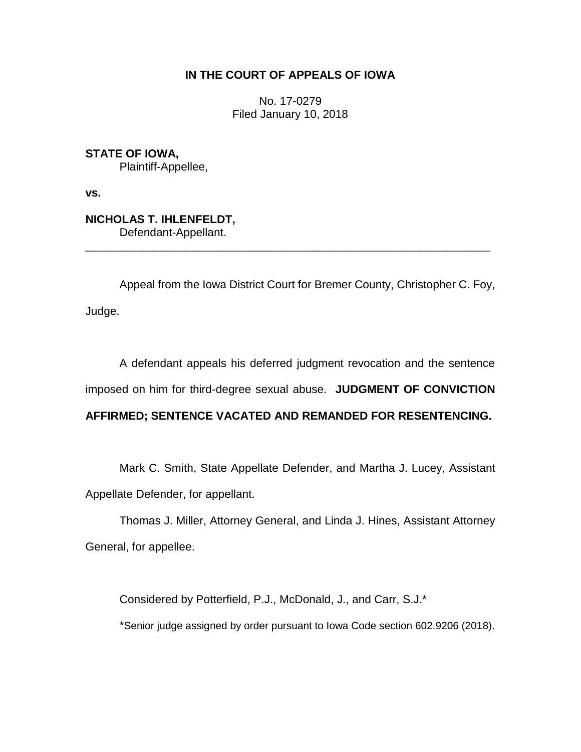**IN THE COURT OF APPEALS OF IOWA**

No. 17-0279
Filed January 10, 2018

**STATE OF IOWA,**
Plaintiff-Appellee,

**vs.**

**NICHOLAS T. IHLENFELDT,**
Defendant-Appellant.

---

Appeal from the Iowa District Court for Bremer County, Christopher C. Foy, Judge.

A defendant appeals his deferred judgment revocation and the sentence imposed on him for third-degree sexual abuse. **JUDGMENT OF CONVICTION AFFIRMED; SENTENCE VACATED AND REMANDED FOR RESENTENCING.**

Mark C. Smith, State Appellate Defender, and Martha J. Lucey, Assistant Appellate Defender, for appellant.

Thomas J. Miller, Attorney General, and Linda J. Hines, Assistant Attorney General, for appellee.

Considered by Potterfield, P.J., McDonald, J., and Carr, S.J.*

*Senior judge assigned by order pursuant to Iowa Code section 602.9206 (2018).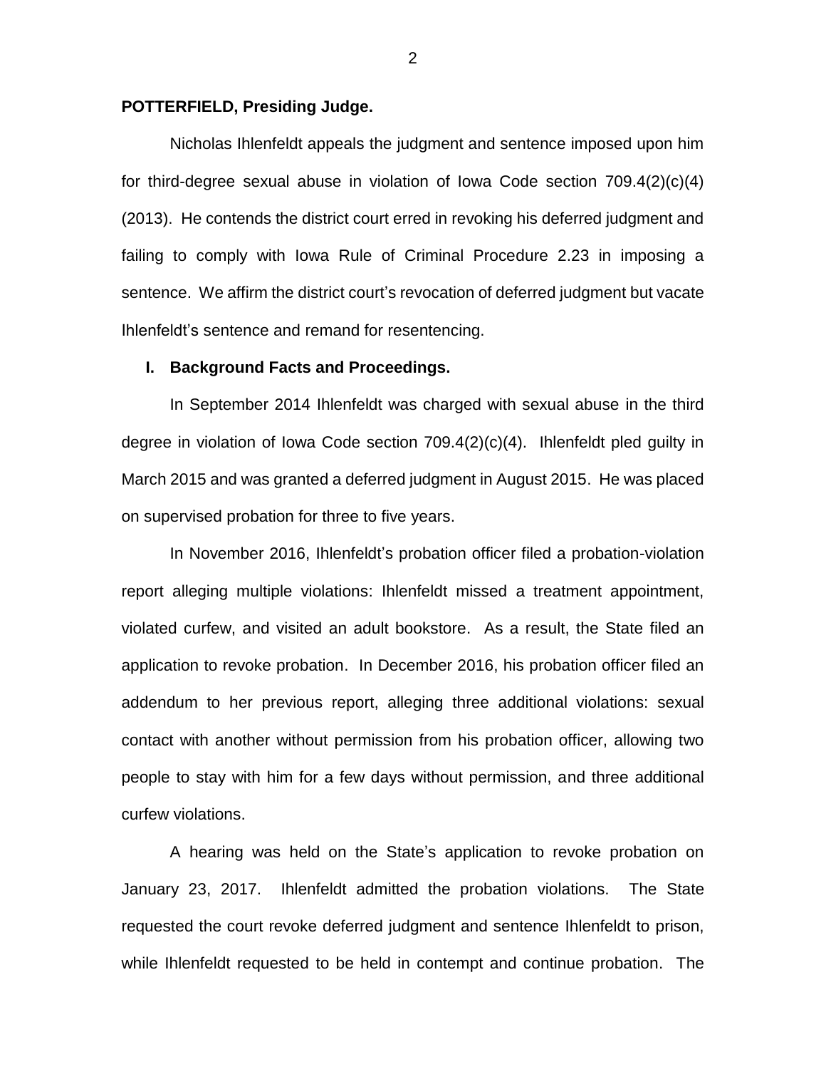**POTTERFIELD, Presiding Judge.**

Nicholas Ihlenfeldt appeals the judgment and sentence imposed upon him for third-degree sexual abuse in violation of Iowa Code section 709.4(2)(c)(4) (2013). He contends the district court erred in revoking his deferred judgment and failing to comply with Iowa Rule of Criminal Procedure 2.23 in imposing a sentence. We affirm the district court's revocation of deferred judgment but vacate Ihlenfeldt's sentence and remand for resentencing.

## I. Background Facts and Proceedings.

In September 2014 Ihlenfeldt was charged with sexual abuse in the third degree in violation of Iowa Code section 709.4(2)(c)(4). Ihlenfeldt pled guilty in March 2015 and was granted a deferred judgment in August 2015. He was placed on supervised probation for three to five years.

In November 2016, Ihlenfeldt's probation officer filed a probation-violation report alleging multiple violations: Ihlenfeldt missed a treatment appointment, violated curfew, and visited an adult bookstore. As a result, the State filed an application to revoke probation. In December 2016, his probation officer filed an addendum to her previous report, alleging three additional violations: sexual contact with another without permission from his probation officer, allowing two people to stay with him for a few days without permission, and three additional curfew violations.

A hearing was held on the State's application to revoke probation on January 23, 2017. Ihlenfeldt admitted the probation violations. The State requested the court revoke deferred judgment and sentence Ihlenfeldt to prison, while Ihlenfeldt requested to be held in contempt and continue probation. The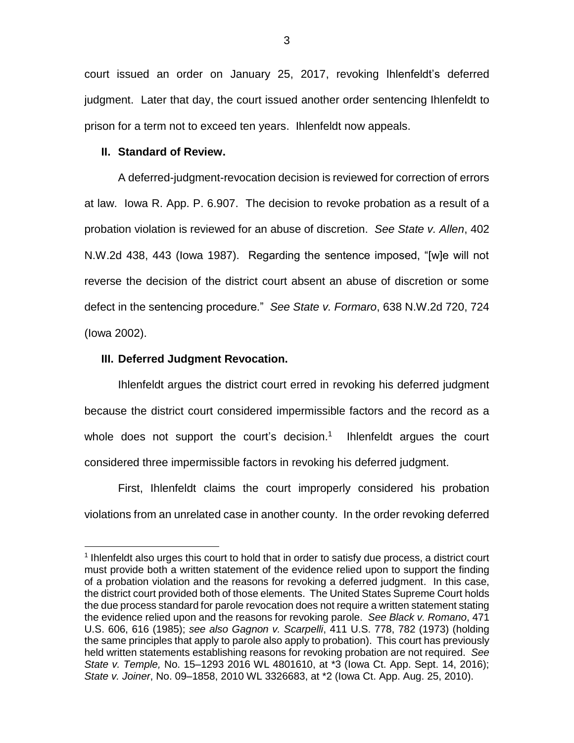court issued an order on January 25, 2017, revoking Ihlenfeldt's deferred judgment. Later that day, the court issued another order sentencing Ihlenfeldt to prison for a term not to exceed ten years. Ihlenfeldt now appeals.

## II. Standard of Review.

A deferred-judgment-revocation decision is reviewed for correction of errors at law. Iowa R. App. P. 6.907. The decision to revoke probation as a result of a probation violation is reviewed for an abuse of discretion. *See State v. Allen*, 402 N.W.2d 438, 443 (Iowa 1987). Regarding the sentence imposed, "[w]e will not reverse the decision of the district court absent an abuse of discretion or some defect in the sentencing procedure." *See State v. Formaro*, 638 N.W.2d 720, 724 (Iowa 2002).

## III. Deferred Judgment Revocation.

Ihlenfeldt argues the district court erred in revoking his deferred judgment because the district court considered impermissible factors and the record as a whole does not support the court's decision.[1] Ihlenfeldt argues the court considered three impermissible factors in revoking his deferred judgment.

First, Ihlenfeldt claims the court improperly considered his probation violations from an unrelated case in another county. In the order revoking deferred

[1] Ihlenfeldt also urges this court to hold that in order to satisfy due process, a district court must provide both a written statement of the evidence relied upon to support the finding of a probation violation and the reasons for revoking a deferred judgment. In this case, the district court provided both of those elements. The United States Supreme Court holds the due process standard for parole revocation does not require a written statement stating the evidence relied upon and the reasons for revoking parole. *See Black v. Romano*, 471 U.S. 606, 616 (1985); *see also Gagnon v. Scarpelli*, 411 U.S. 778, 782 (1973) (holding the same principles that apply to parole also apply to probation). This court has previously held written statements establishing reasons for revoking probation are not required. *See State v. Temple,* No. 15–1293 2016 WL 4801610, at *3 (Iowa Ct. App. Sept. 14, 2016); *State v. Joiner*, No. 09–1858, 2010 WL 3326683, at *2 (Iowa Ct. App. Aug. 25, 2010).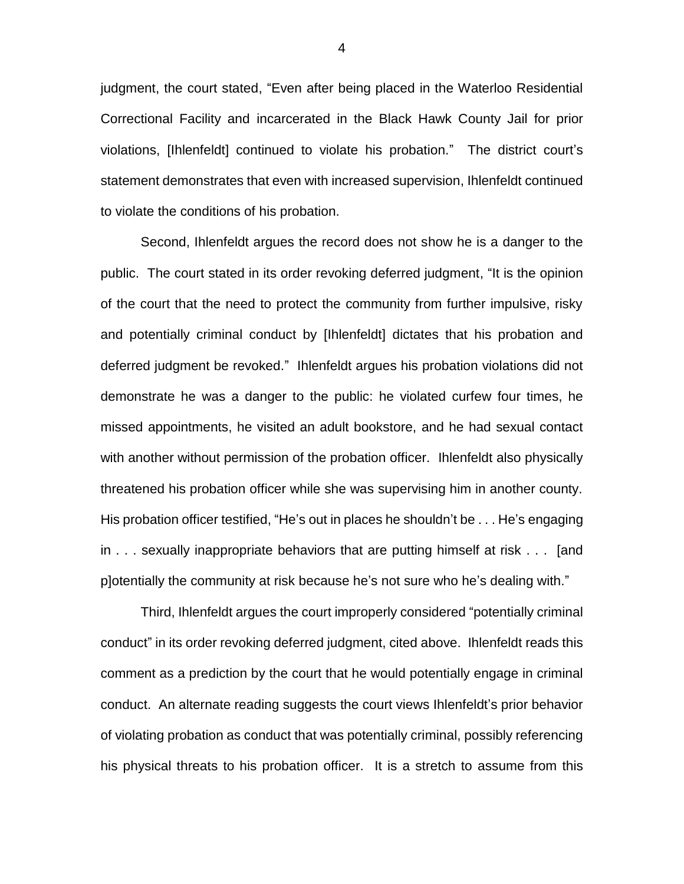judgment, the court stated, "Even after being placed in the Waterloo Residential Correctional Facility and incarcerated in the Black Hawk County Jail for prior violations, [Ihlenfeldt] continued to violate his probation." The district court's statement demonstrates that even with increased supervision, Ihlenfeldt continued to violate the conditions of his probation.

Second, Ihlenfeldt argues the record does not show he is a danger to the public. The court stated in its order revoking deferred judgment, "It is the opinion of the court that the need to protect the community from further impulsive, risky and potentially criminal conduct by [Ihlenfeldt] dictates that his probation and deferred judgment be revoked." Ihlenfeldt argues his probation violations did not demonstrate he was a danger to the public: he violated curfew four times, he missed appointments, he visited an adult bookstore, and he had sexual contact with another without permission of the probation officer. Ihlenfeldt also physically threatened his probation officer while she was supervising him in another county. His probation officer testified, "He's out in places he shouldn't be . . . He's engaging in . . . sexually inappropriate behaviors that are putting himself at risk . . . [and p]otentially the community at risk because he's not sure who he's dealing with."

Third, Ihlenfeldt argues the court improperly considered "potentially criminal conduct" in its order revoking deferred judgment, cited above. Ihlenfeldt reads this comment as a prediction by the court that he would potentially engage in criminal conduct. An alternate reading suggests the court views Ihlenfeldt's prior behavior of violating probation as conduct that was potentially criminal, possibly referencing his physical threats to his probation officer. It is a stretch to assume from this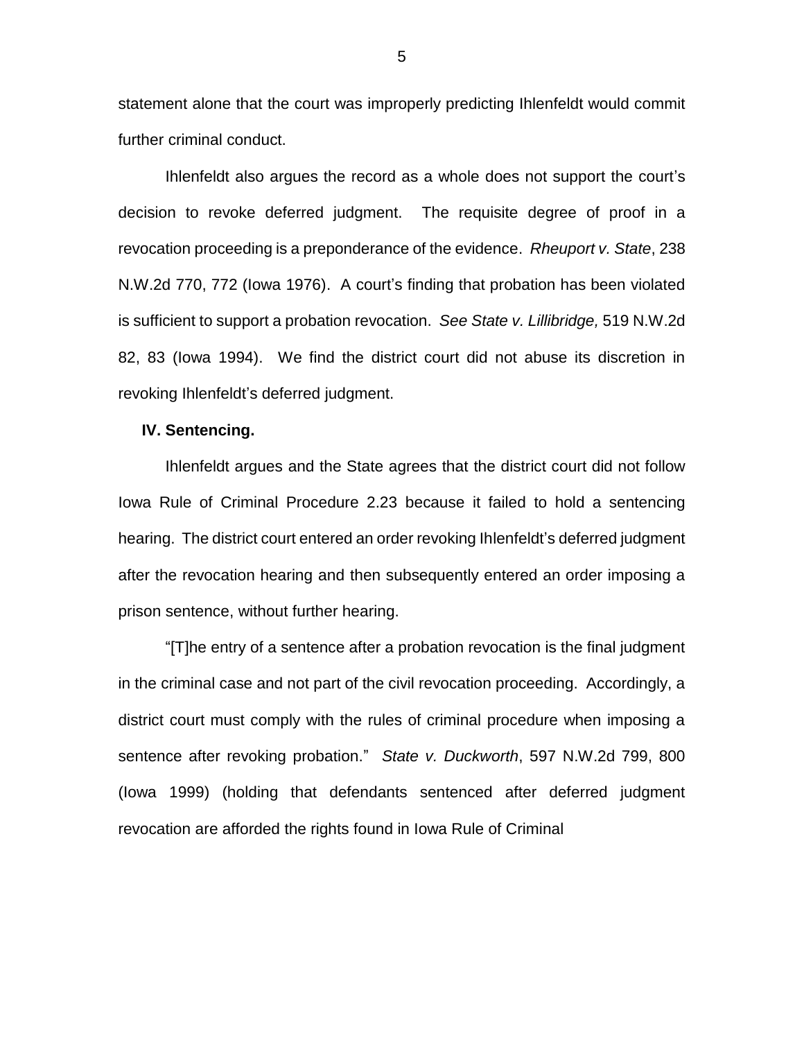statement alone that the court was improperly predicting Ihlenfeldt would commit further criminal conduct.

Ihlenfeldt also argues the record as a whole does not support the court's decision to revoke deferred judgment. The requisite degree of proof in a revocation proceeding is a preponderance of the evidence. *Rheuport v. State*, 238 N.W.2d 770, 772 (Iowa 1976). A court's finding that probation has been violated is sufficient to support a probation revocation. *See State v. Lillibridge,* 519 N.W.2d 82, 83 (Iowa 1994). We find the district court did not abuse its discretion in revoking Ihlenfeldt's deferred judgment.

## IV. Sentencing.

Ihlenfeldt argues and the State agrees that the district court did not follow Iowa Rule of Criminal Procedure 2.23 because it failed to hold a sentencing hearing. The district court entered an order revoking Ihlenfeldt's deferred judgment after the revocation hearing and then subsequently entered an order imposing a prison sentence, without further hearing.

"[T]he entry of a sentence after a probation revocation is the final judgment in the criminal case and not part of the civil revocation proceeding. Accordingly, a district court must comply with the rules of criminal procedure when imposing a sentence after revoking probation." *State v. Duckworth*, 597 N.W.2d 799, 800 (Iowa 1999) (holding that defendants sentenced after deferred judgment revocation are afforded the rights found in Iowa Rule of Criminal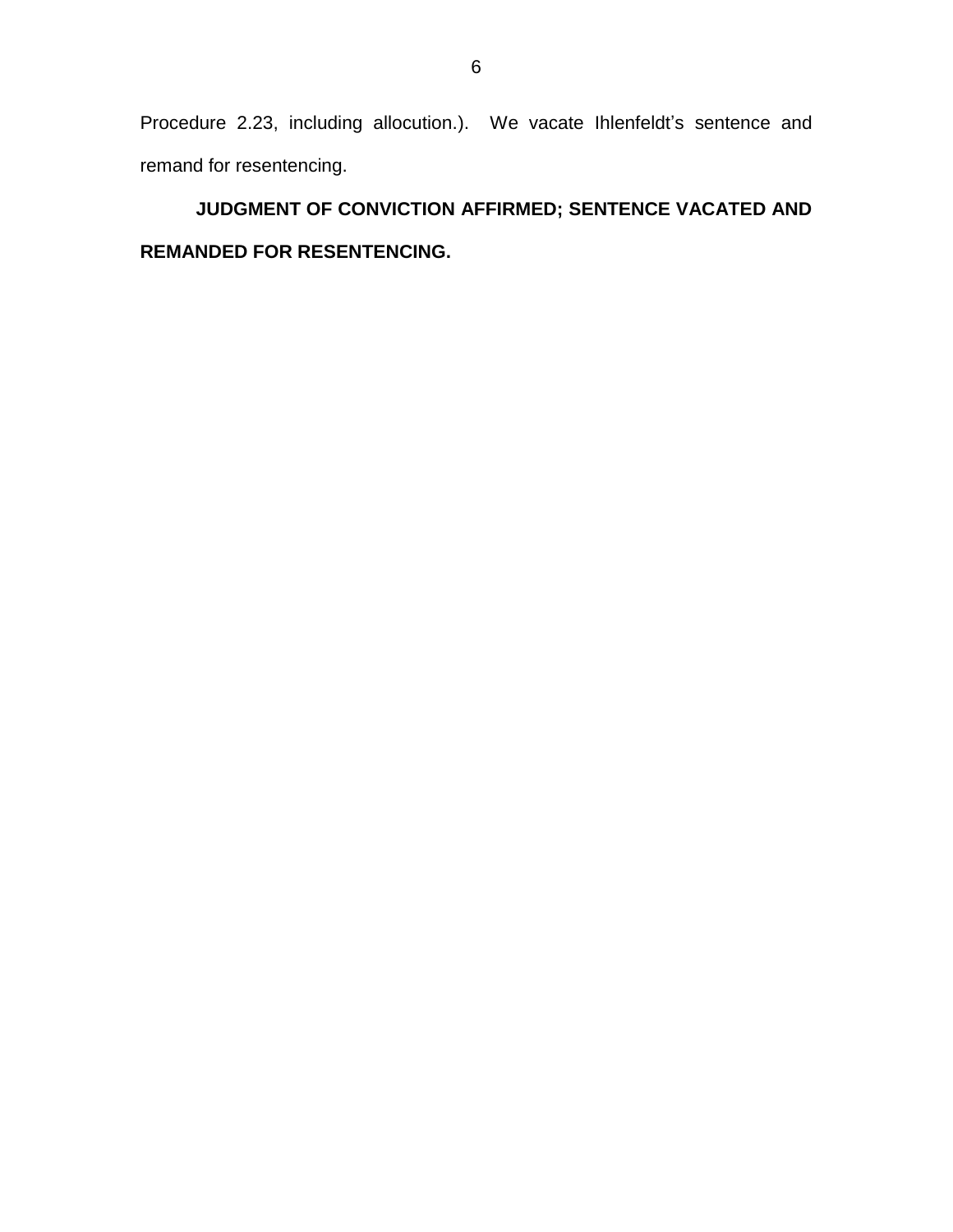Procedure 2.23, including allocution.). We vacate Ihlenfeldt's sentence and remand for resentencing.

**JUDGMENT OF CONVICTION AFFIRMED; SENTENCE VACATED AND REMANDED FOR RESENTENCING.**